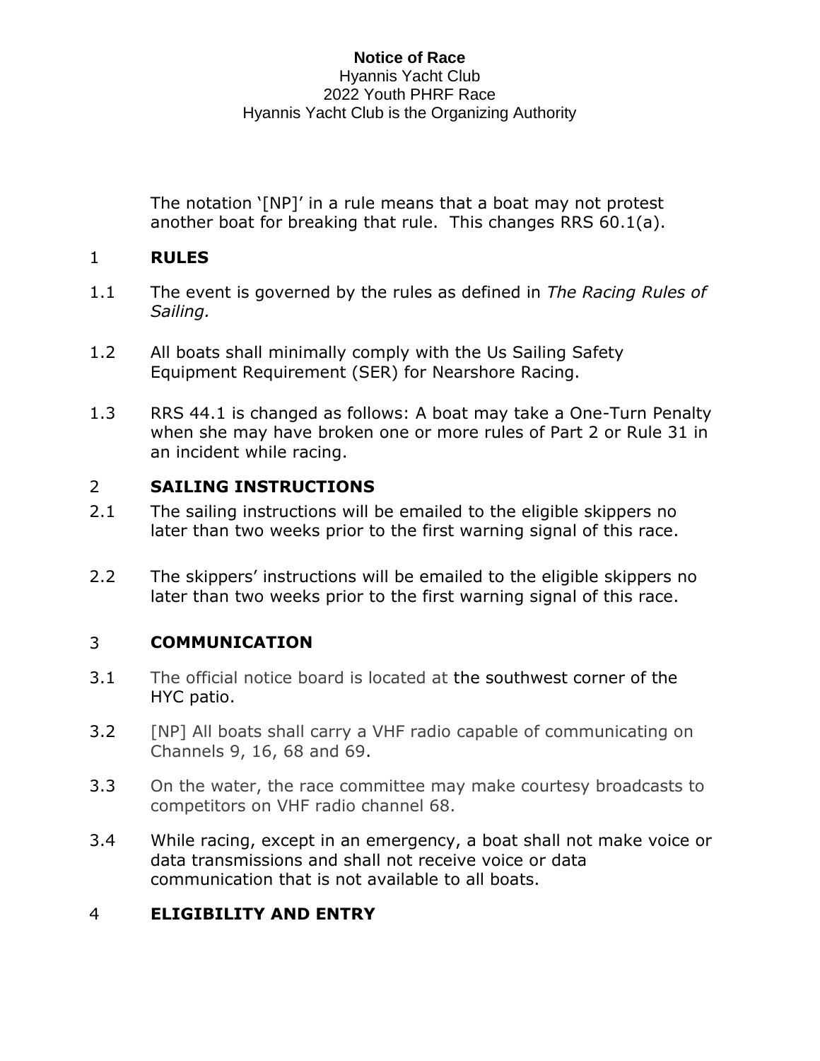**Notice of Race**

Hyannis Yacht Club

2022 Youth PHRF Race

Hyannis Yacht Club is the Organizing Authority

The notation '[NP]' in a rule means that a boat may not protest another boat for breaking that rule. This changes RRS 60.1(a).

## 1 RULES

1.1 The event is governed by the rules as defined in *The Racing Rules of Sailing.*

1.2 All boats shall minimally comply with the Us Sailing Safety Equipment Requirement (SER) for Nearshore Racing.

1.3 RRS 44.1 is changed as follows: A boat may take a One-Turn Penalty when she may have broken one or more rules of Part 2 or Rule 31 in an incident while racing.

## 2 SAILING INSTRUCTIONS

2.1 The sailing instructions will be emailed to the eligible skippers no later than two weeks prior to the first warning signal of this race.

2.2 The skippers' instructions will be emailed to the eligible skippers no later than two weeks prior to the first warning signal of this race.

## 3 COMMUNICATION

3.1 The official notice board is located at the southwest corner of the HYC patio.

3.2 [NP] All boats shall carry a VHF radio capable of communicating on Channels 9, 16, 68 and 69.

3.3 On the water, the race committee may make courtesy broadcasts to competitors on VHF radio channel 68.

3.4 While racing, except in an emergency, a boat shall not make voice or data transmissions and shall not receive voice or data communication that is not available to all boats.

## 4 ELIGIBILITY AND ENTRY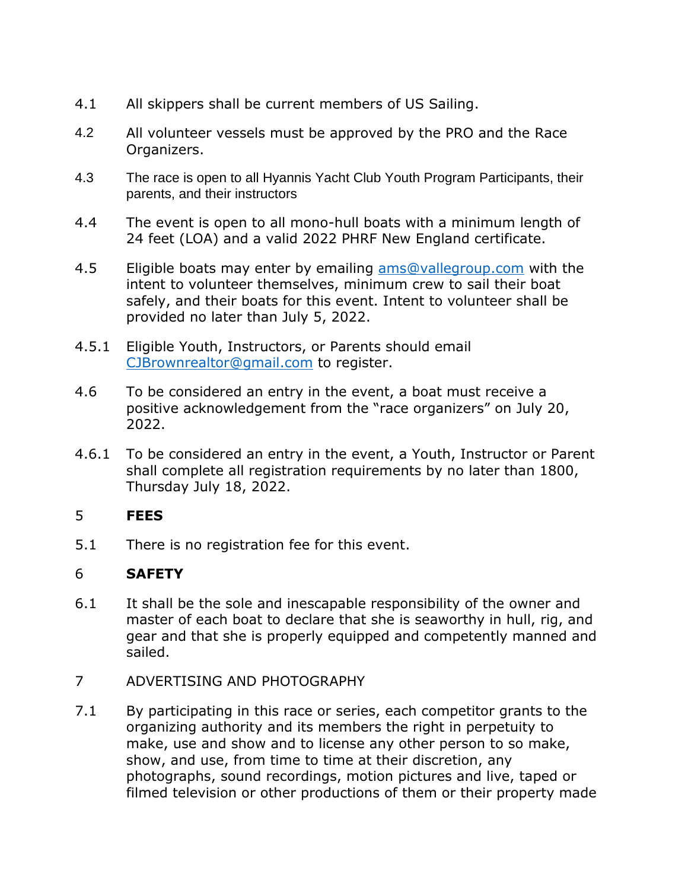4.1 All skippers shall be current members of US Sailing.

4.2 All volunteer vessels must be approved by the PRO and the Race Organizers.

4.3 The race is open to all Hyannis Yacht Club Youth Program Participants, their parents, and their instructors

4.4 The event is open to all mono-hull boats with a minimum length of 24 feet (LOA) and a valid 2022 PHRF New England certificate.

4.5 Eligible boats may enter by emailing ams@vallegroup.com with the intent to volunteer themselves, minimum crew to sail their boat safely, and their boats for this event. Intent to volunteer shall be provided no later than July 5, 2022.

4.5.1 Eligible Youth, Instructors, or Parents should email CJBrownrealtor@gmail.com to register.

4.6 To be considered an entry in the event, a boat must receive a positive acknowledgement from the "race organizers" on July 20, 2022.

4.6.1 To be considered an entry in the event, a Youth, Instructor or Parent shall complete all registration requirements by no later than 1800, Thursday July 18, 2022.

## 5 FEES

5.1 There is no registration fee for this event.

## 6 SAFETY

6.1 It shall be the sole and inescapable responsibility of the owner and master of each boat to declare that she is seaworthy in hull, rig, and gear and that she is properly equipped and competently manned and sailed.

## 7 ADVERTISING AND PHOTOGRAPHY

7.1 By participating in this race or series, each competitor grants to the organizing authority and its members the right in perpetuity to make, use and show and to license any other person to so make, show, and use, from time to time at their discretion, any photographs, sound recordings, motion pictures and live, taped or filmed television or other productions of them or their property made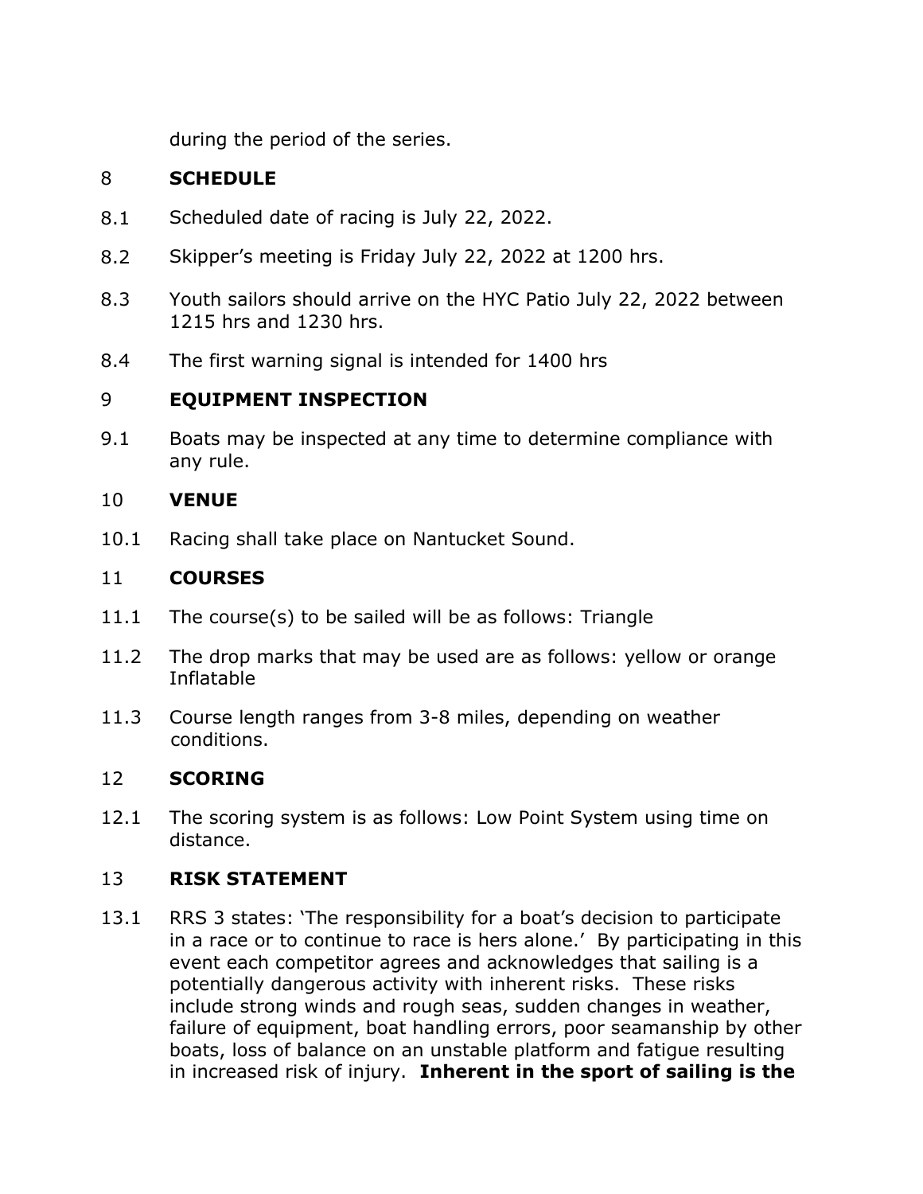during the period of the series.

## 8 SCHEDULE

8.1 Scheduled date of racing is July 22, 2022.

8.2 Skipper's meeting is Friday July 22, 2022 at 1200 hrs.

8.3 Youth sailors should arrive on the HYC Patio July 22, 2022 between 1215 hrs and 1230 hrs.

8.4 The first warning signal is intended for 1400 hrs

## 9 EQUIPMENT INSPECTION

9.1 Boats may be inspected at any time to determine compliance with any rule.

## 10 VENUE

10.1 Racing shall take place on Nantucket Sound.

## 11 COURSES

11.1 The course(s) to be sailed will be as follows: Triangle

11.2 The drop marks that may be used are as follows: yellow or orange Inflatable

11.3 Course length ranges from 3-8 miles, depending on weather conditions.

## 12 SCORING

12.1 The scoring system is as follows: Low Point System using time on distance.

## 13 RISK STATEMENT

13.1 RRS 3 states: 'The responsibility for a boat's decision to participate in a race or to continue to race is hers alone.' By participating in this event each competitor agrees and acknowledges that sailing is a potentially dangerous activity with inherent risks. These risks include strong winds and rough seas, sudden changes in weather, failure of equipment, boat handling errors, poor seamanship by other boats, loss of balance on an unstable platform and fatigue resulting in increased risk of injury. **Inherent in the sport of sailing is the**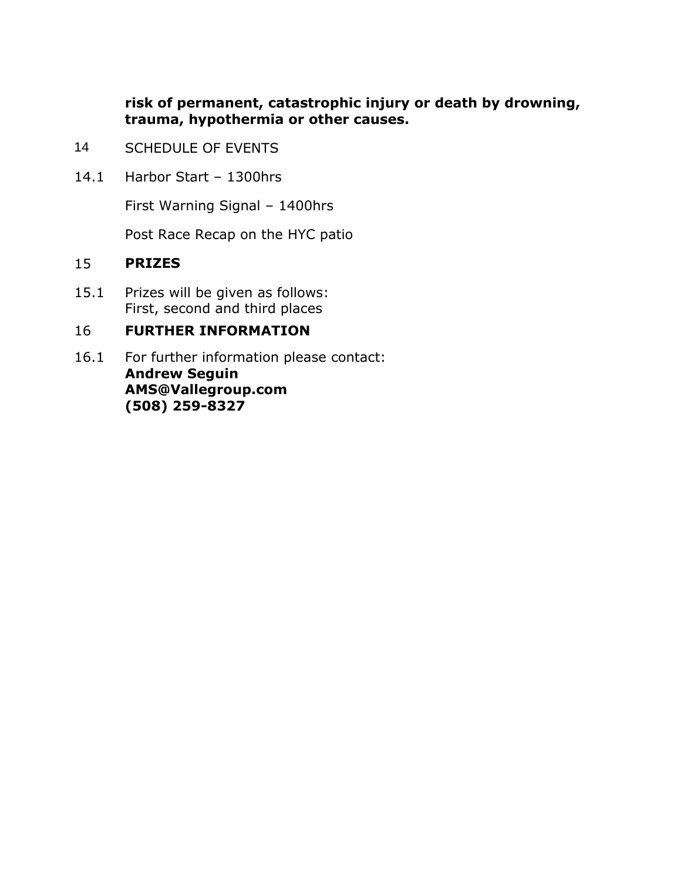**risk of permanent, catastrophic injury or death by drowning, trauma, hypothermia or other causes.**

14 SCHEDULE OF EVENTS

14.1 Harbor Start – 1300hrs

First Warning Signal – 1400hrs

Post Race Recap on the HYC patio

## 15 PRIZES

15.1 Prizes will be given as follows:
First, second and third places

## 16 FURTHER INFORMATION

16.1 For further information please contact:
**Andrew Seguin**
**AMS@Vallegroup.com**
**(508) 259-8327**